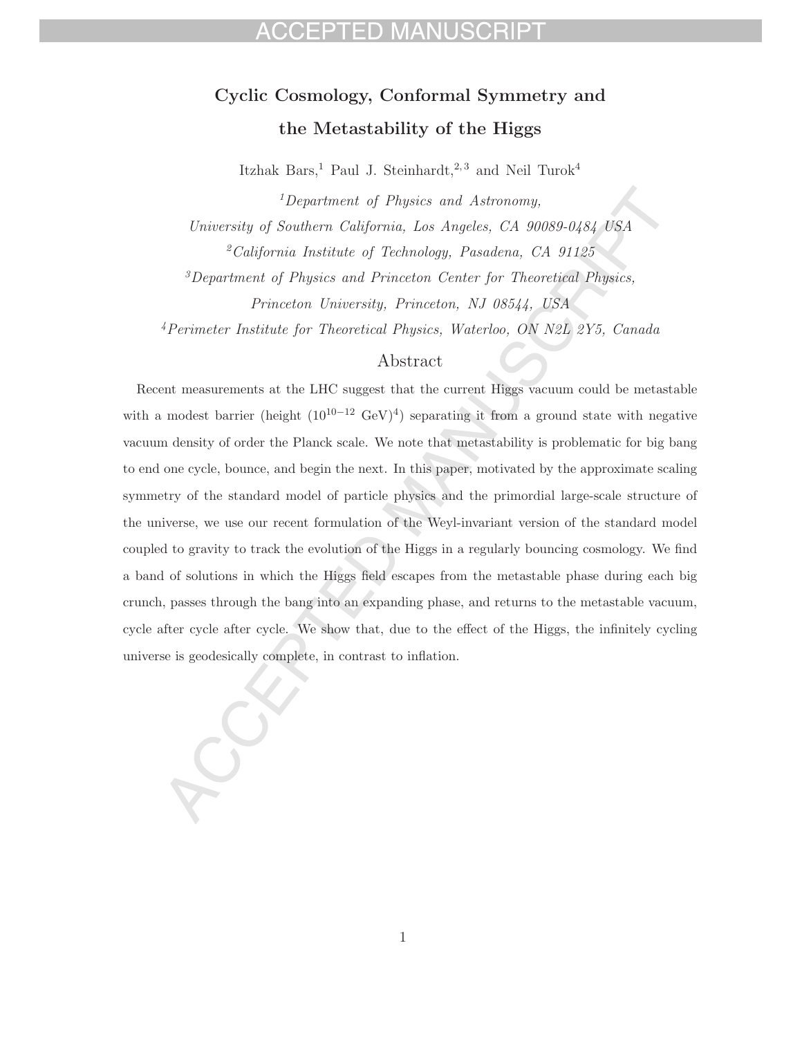# Cyclic Cosmology, Conformal Symmetry and the Metastability of the Higgs

Itzhak Bars,[1] Paul J. Steinhardt,[2,3] and Neil Turok[4]

[1]*Department of Physics and Astronomy, University of Southern California, Los Angeles, CA 90089-0484 USA*

[2]*California Institute of Technology, Pasadena, CA 91125*

[3]*Department of Physics and Princeton Center for Theoretical Physics, Princeton University, Princeton, NJ 08544, USA*

[4]*Perimeter Institute for Theoretical Physics, Waterloo, ON N2L 2Y5, Canada*

## Abstract

Recent measurements at the LHC suggest that the current Higgs vacuum could be metastable with a modest barrier (height $(10^{10-12}\ \text{GeV})^4$) separating it from a ground state with negative vacuum density of order the Planck scale. We note that metastability is problematic for big bang to end one cycle, bounce, and begin the next. In this paper, motivated by the approximate scaling symmetry of the standard model of particle physics and the primordial large-scale structure of the universe, we use our recent formulation of the Weyl-invariant version of the standard model coupled to gravity to track the evolution of the Higgs in a regularly bouncing cosmology. We find a band of solutions in which the Higgs field escapes from the metastable phase during each big crunch, passes through the bang into an expanding phase, and returns to the metastable vacuum, cycle after cycle after cycle. We show that, due to the effect of the Higgs, the infinitely cycling universe is geodesically complete, in contrast to inflation.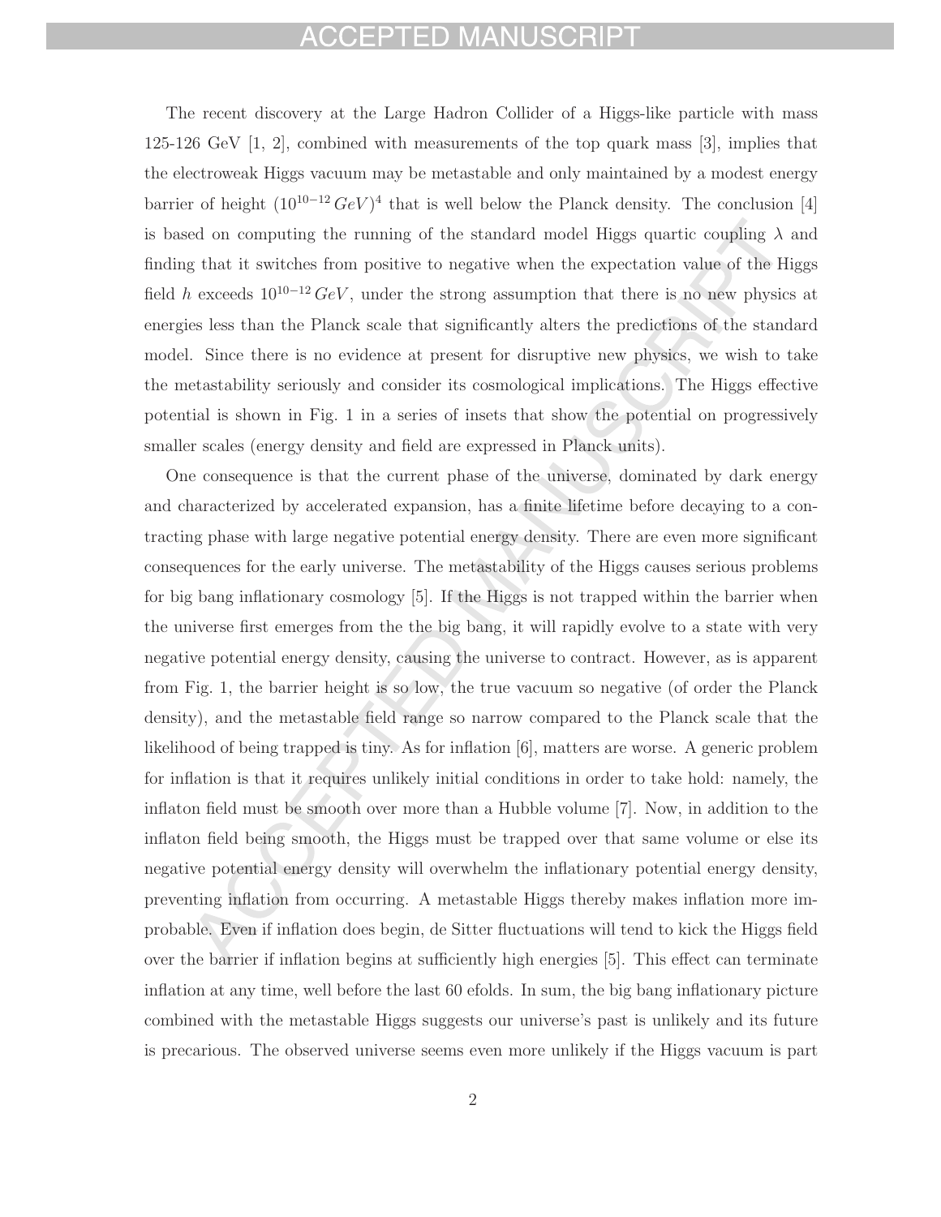The recent discovery at the Large Hadron Collider of a Higgs-like particle with mass 125-126 GeV [1, 2], combined with measurements of the top quark mass [3], implies that the electroweak Higgs vacuum may be metastable and only maintained by a modest energy barrier of height $(10^{10-12}\,GeV)^4$ that is well below the Planck density. The conclusion [4] is based on computing the running of the standard model Higgs quartic coupling $\lambda$ and finding that it switches from positive to negative when the expectation value of the Higgs field $h$ exceeds $10^{10-12}\,GeV$, under the strong assumption that there is no new physics at energies less than the Planck scale that significantly alters the predictions of the standard model. Since there is no evidence at present for disruptive new physics, we wish to take the metastability seriously and consider its cosmological implications. The Higgs effective potential is shown in Fig. 1 in a series of insets that show the potential on progressively smaller scales (energy density and field are expressed in Planck units).

One consequence is that the current phase of the universe, dominated by dark energy and characterized by accelerated expansion, has a finite lifetime before decaying to a contracting phase with large negative potential energy density. There are even more significant consequences for the early universe. The metastability of the Higgs causes serious problems for big bang inflationary cosmology [5]. If the Higgs is not trapped within the barrier when the universe first emerges from the the big bang, it will rapidly evolve to a state with very negative potential energy density, causing the universe to contract. However, as is apparent from Fig. 1, the barrier height is so low, the true vacuum so negative (of order the Planck density), and the metastable field range so narrow compared to the Planck scale that the likelihood of being trapped is tiny. As for inflation [6], matters are worse. A generic problem for inflation is that it requires unlikely initial conditions in order to take hold: namely, the inflaton field must be smooth over more than a Hubble volume [7]. Now, in addition to the inflaton field being smooth, the Higgs must be trapped over that same volume or else its negative potential energy density will overwhelm the inflationary potential energy density, preventing inflation from occurring. A metastable Higgs thereby makes inflation more improbable. Even if inflation does begin, de Sitter fluctuations will tend to kick the Higgs field over the barrier if inflation begins at sufficiently high energies [5]. This effect can terminate inflation at any time, well before the last 60 efolds. In sum, the big bang inflationary picture combined with the metastable Higgs suggests our universe's past is unlikely and its future is precarious. The observed universe seems even more unlikely if the Higgs vacuum is part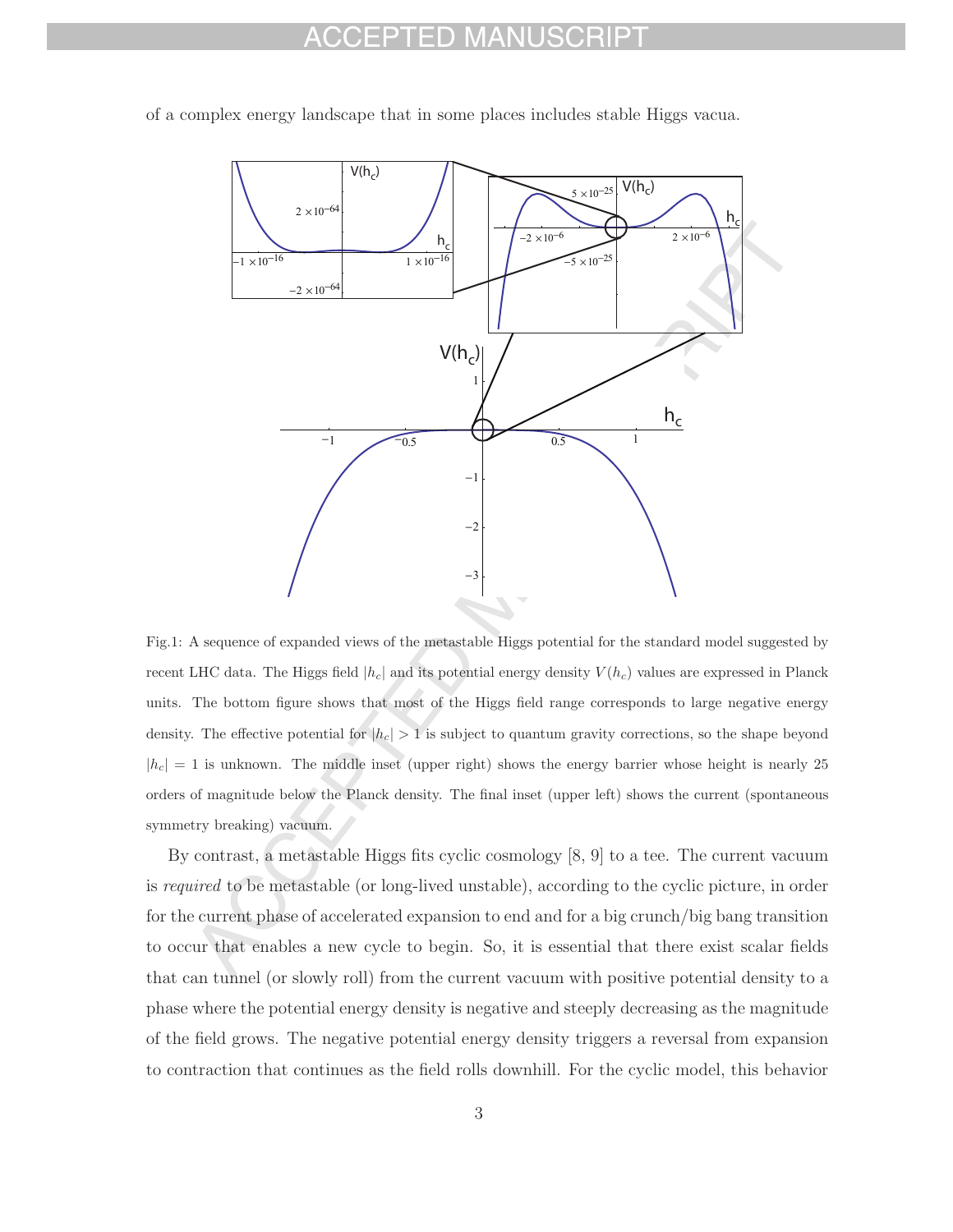of a complex energy landscape that in some places includes stable Higgs vacua.

Fig.1: A sequence of expanded views of the metastable Higgs potential for the standard model suggested by recent LHC data. The Higgs field $|h_c|$ and its potential energy density $V(h_c)$ values are expressed in Planck units. The bottom figure shows that most of the Higgs field range corresponds to large negative energy density. The effective potential for $|h_c| > 1$ is subject to quantum gravity corrections, so the shape beyond $|h_c| = 1$ is unknown. The middle inset (upper right) shows the energy barrier whose height is nearly 25 orders of magnitude below the Planck density. The final inset (upper left) shows the current (spontaneous symmetry breaking) vacuum.

By contrast, a metastable Higgs fits cyclic cosmology [8, 9] to a tee. The current vacuum is *required* to be metastable (or long-lived unstable), according to the cyclic picture, in order for the current phase of accelerated expansion to end and for a big crunch/big bang transition to occur that enables a new cycle to begin. So, it is essential that there exist scalar fields that can tunnel (or slowly roll) from the current vacuum with positive potential density to a phase where the potential energy density is negative and steeply decreasing as the magnitude of the field grows. The negative potential energy density triggers a reversal from expansion to contraction that continues as the field rolls downhill. For the cyclic model, this behavior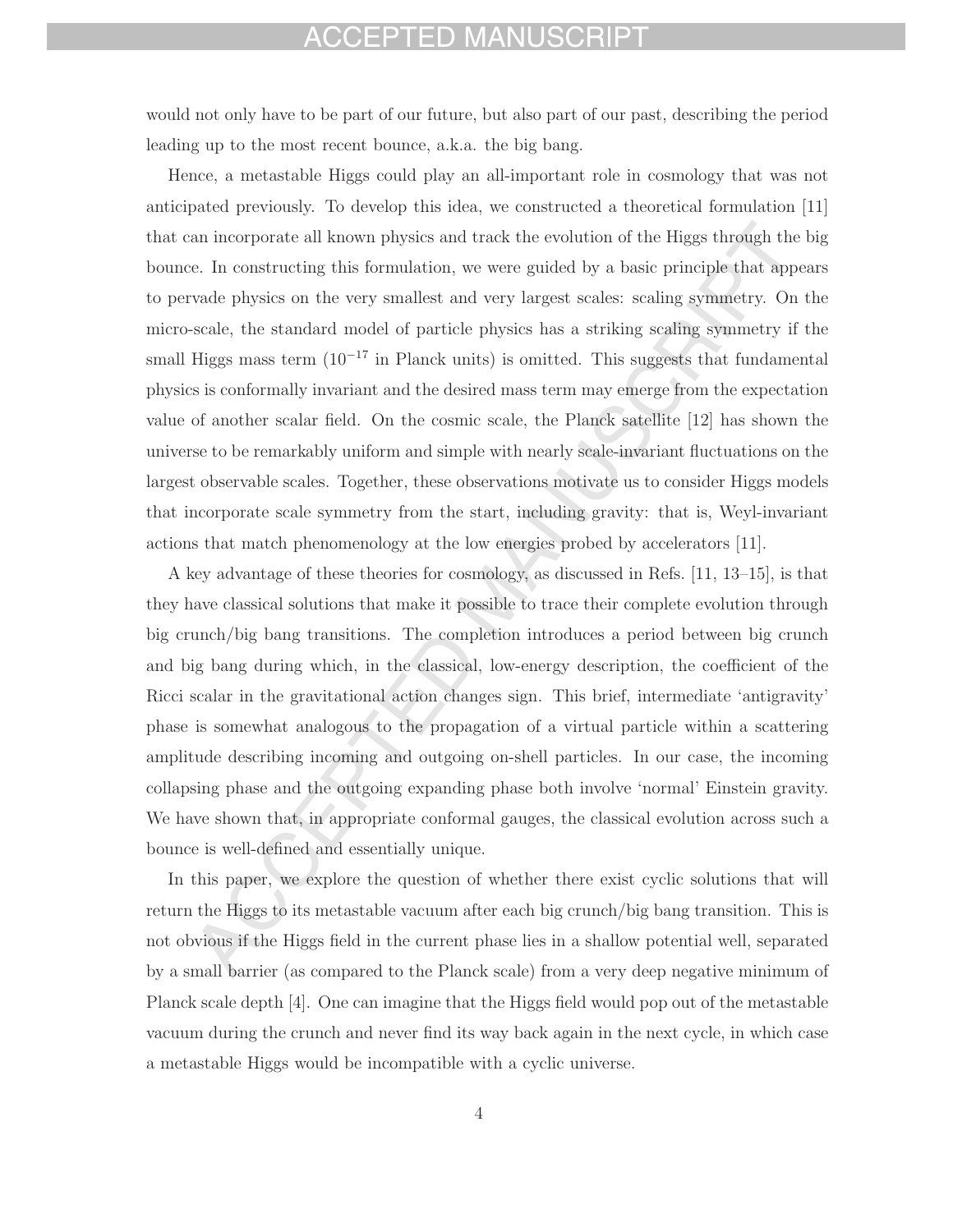would not only have to be part of our future, but also part of our past, describing the period leading up to the most recent bounce, a.k.a. the big bang.

Hence, a metastable Higgs could play an all-important role in cosmology that was not anticipated previously. To develop this idea, we constructed a theoretical formulation [11] that can incorporate all known physics and track the evolution of the Higgs through the big bounce. In constructing this formulation, we were guided by a basic principle that appears to pervade physics on the very smallest and very largest scales: scaling symmetry. On the micro-scale, the standard model of particle physics has a striking scaling symmetry if the small Higgs mass term ($10^{-17}$ in Planck units) is omitted. This suggests that fundamental physics is conformally invariant and the desired mass term may emerge from the expectation value of another scalar field. On the cosmic scale, the Planck satellite [12] has shown the universe to be remarkably uniform and simple with nearly scale-invariant fluctuations on the largest observable scales. Together, these observations motivate us to consider Higgs models that incorporate scale symmetry from the start, including gravity: that is, Weyl-invariant actions that match phenomenology at the low energies probed by accelerators [11].

A key advantage of these theories for cosmology, as discussed in Refs. [11, 13–15], is that they have classical solutions that make it possible to trace their complete evolution through big crunch/big bang transitions. The completion introduces a period between big crunch and big bang during which, in the classical, low-energy description, the coefficient of the Ricci scalar in the gravitational action changes sign. This brief, intermediate 'antigravity' phase is somewhat analogous to the propagation of a virtual particle within a scattering amplitude describing incoming and outgoing on-shell particles. In our case, the incoming collapsing phase and the outgoing expanding phase both involve 'normal' Einstein gravity. We have shown that, in appropriate conformal gauges, the classical evolution across such a bounce is well-defined and essentially unique.

In this paper, we explore the question of whether there exist cyclic solutions that will return the Higgs to its metastable vacuum after each big crunch/big bang transition. This is not obvious if the Higgs field in the current phase lies in a shallow potential well, separated by a small barrier (as compared to the Planck scale) from a very deep negative minimum of Planck scale depth [4]. One can imagine that the Higgs field would pop out of the metastable vacuum during the crunch and never find its way back again in the next cycle, in which case a metastable Higgs would be incompatible with a cyclic universe.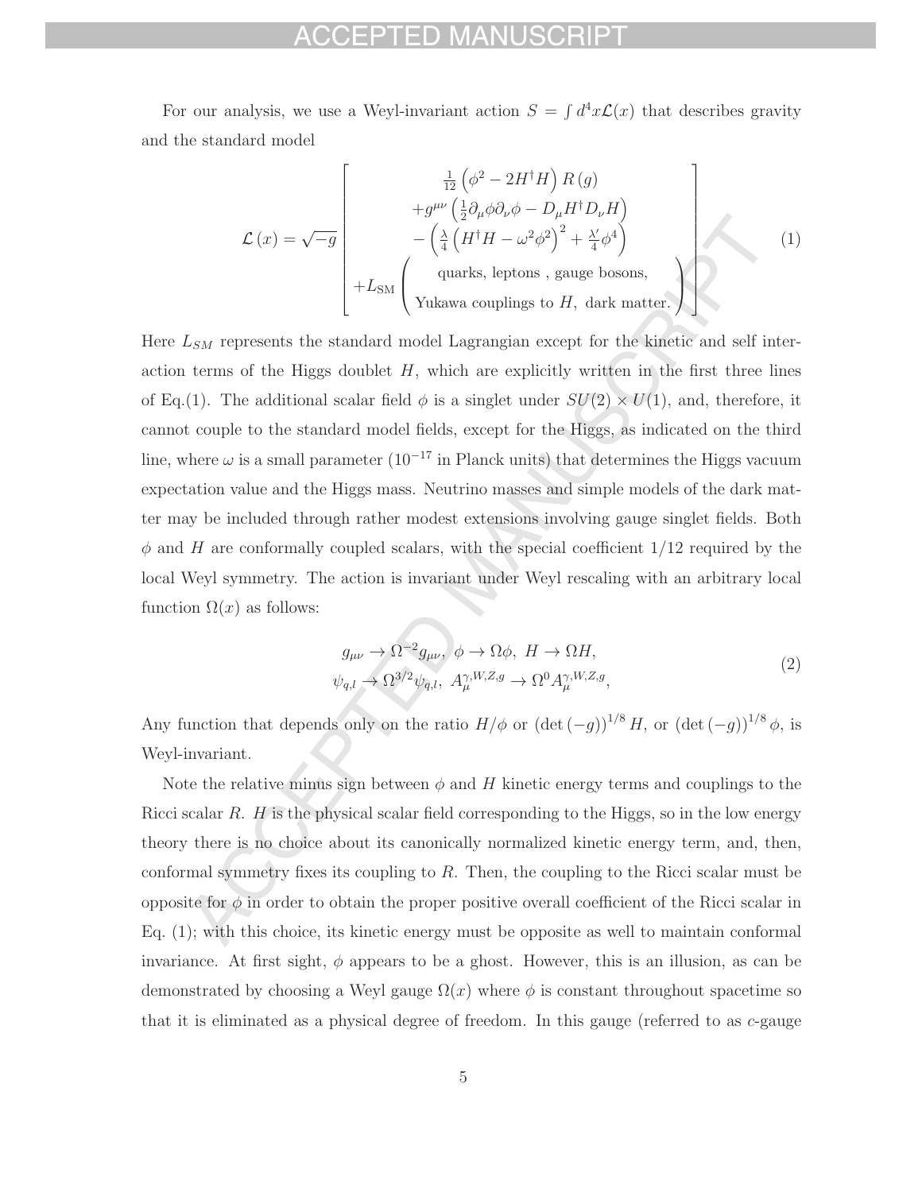For our analysis, we use a Weyl-invariant action $S = \int d^4x \mathcal{L}(x)$ that describes gravity and the standard model

$$
\mathcal{L}(x) = \sqrt{-g} \left[ \begin{array}{c} \frac{1}{12}\left(\phi^2 - 2H^\dagger H\right) R(g) \\ +g^{\mu\nu}\left(\frac{1}{2}\partial_\mu\phi\partial_\nu\phi - D_\mu H^\dagger D_\nu H\right) \\ -\left(\frac{\lambda}{4}\left(H^\dagger H - \omega^2\phi^2\right)^2 + \frac{\lambda'}{4}\phi^4\right) \\ +L_{\mathrm{SM}}\left( \begin{array}{c} \text{quarks, leptons , gauge bosons,} \\ \text{Yukawa couplings to } H,\ \text{dark matter.} \end{array} \right) \end{array} \right] \tag{1}
$$

Here $L_{SM}$ represents the standard model Lagrangian except for the kinetic and self interaction terms of the Higgs doublet $H$, which are explicitly written in the first three lines of Eq.(1). The additional scalar field $\phi$ is a singlet under $SU(2) \times U(1)$, and, therefore, it cannot couple to the standard model fields, except for the Higgs, as indicated on the third line, where $\omega$ is a small parameter ($10^{-17}$ in Planck units) that determines the Higgs vacuum expectation value and the Higgs mass. Neutrino masses and simple models of the dark matter may be included through rather modest extensions involving gauge singlet fields. Both $\phi$ and $H$ are conformally coupled scalars, with the special coefficient $1/12$ required by the local Weyl symmetry. The action is invariant under Weyl rescaling with an arbitrary local function $\Omega(x)$ as follows:

$$
\begin{gathered}
g_{\mu\nu} \to \Omega^{-2} g_{\mu\nu},\ \phi \to \Omega\phi,\ H \to \Omega H, \\
\psi_{q,l} \to \Omega^{3/2}\psi_{q,l},\ A_\mu^{\gamma,W,Z,g} \to \Omega^0 A_\mu^{\gamma,W,Z,g},
\end{gathered} \tag{2}
$$

Any function that depends only on the ratio $H/\phi$ or $(\det(-g))^{1/8} H$, or $(\det(-g))^{1/8}\phi$, is Weyl-invariant.

Note the relative minus sign between $\phi$ and $H$ kinetic energy terms and couplings to the Ricci scalar $R$. $H$ is the physical scalar field corresponding to the Higgs, so in the low energy theory there is no choice about its canonically normalized kinetic energy term, and, then, conformal symmetry fixes its coupling to $R$. Then, the coupling to the Ricci scalar must be opposite for $\phi$ in order to obtain the proper positive overall coefficient of the Ricci scalar in Eq. (1); with this choice, its kinetic energy must be opposite as well to maintain conformal invariance. At first sight, $\phi$ appears to be a ghost. However, this is an illusion, as can be demonstrated by choosing a Weyl gauge $\Omega(x)$ where $\phi$ is constant throughout spacetime so that it is eliminated as a physical degree of freedom. In this gauge (referred to as $c$-gauge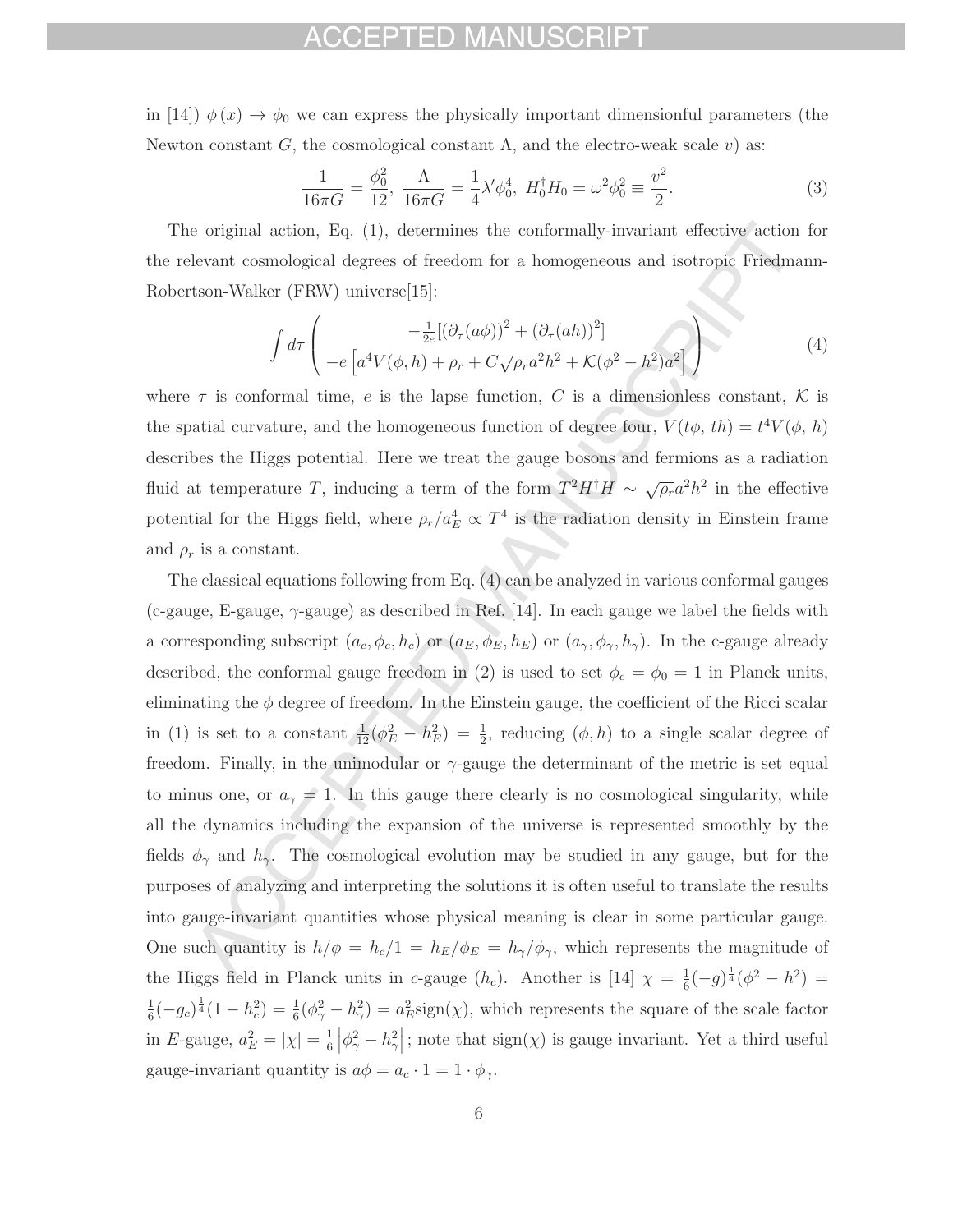in [14]) $\phi(x) \to \phi_0$ we can express the physically important dimensionful parameters (the Newton constant $G$, the cosmological constant $\Lambda$, and the electro-weak scale $v$) as:

$$\frac{1}{16\pi G} = \frac{\phi_0^2}{12}, \; \frac{\Lambda}{16\pi G} = \frac{1}{4}\lambda' \phi_0^4, \; H_0^\dagger H_0 = \omega^2 \phi_0^2 \equiv \frac{v^2}{2}. \tag{3}$$

The original action, Eq. (1), determines the conformally-invariant effective action for the relevant cosmological degrees of freedom for a homogeneous and isotropic Friedmann-Robertson-Walker (FRW) universe[15]:

$$\int d\tau \left( \begin{array}{c} -\frac{1}{2e}[(\partial_\tau(a\phi))^2 + (\partial_\tau(ah))^2] \\ -e\left[a^4 V(\phi, h) + \rho_r + C\sqrt{\rho_r}a^2h^2 + \mathcal{K}(\phi^2 - h^2)a^2\right] \end{array} \right) \tag{4}$$

where $\tau$ is conformal time, $e$ is the lapse function, $C$ is a dimensionless constant, $\mathcal{K}$ is the spatial curvature, and the homogeneous function of degree four, $V(t\phi, th) = t^4 V(\phi, h)$ describes the Higgs potential. Here we treat the gauge bosons and fermions as a radiation fluid at temperature $T$, inducing a term of the form $T^2 H^\dagger H \sim \sqrt{\rho_r}a^2h^2$ in the effective potential for the Higgs field, where $\rho_r/a_E^4 \propto T^4$ is the radiation density in Einstein frame and $\rho_r$ is a constant.

The classical equations following from Eq. (4) can be analyzed in various conformal gauges (c-gauge, E-gauge, $\gamma$-gauge) as described in Ref. [14]. In each gauge we label the fields with a corresponding subscript $(a_c, \phi_c, h_c)$ or $(a_E, \phi_E, h_E)$ or $(a_\gamma, \phi_\gamma, h_\gamma)$. In the c-gauge already described, the conformal gauge freedom in (2) is used to set $\phi_c = \phi_0 = 1$ in Planck units, eliminating the $\phi$ degree of freedom. In the Einstein gauge, the coefficient of the Ricci scalar in (1) is set to a constant $\frac{1}{12}(\phi_E^2 - h_E^2) = \frac{1}{2}$, reducing $(\phi, h)$ to a single scalar degree of freedom. Finally, in the unimodular or $\gamma$-gauge the determinant of the metric is set equal to minus one, or $a_\gamma = 1$. In this gauge there clearly is no cosmological singularity, while all the dynamics including the expansion of the universe is represented smoothly by the fields $\phi_\gamma$ and $h_\gamma$. The cosmological evolution may be studied in any gauge, but for the purposes of analyzing and interpreting the solutions it is often useful to translate the results into gauge-invariant quantities whose physical meaning is clear in some particular gauge. One such quantity is $h/\phi = h_c/1 = h_E/\phi_E = h_\gamma/\phi_\gamma$, which represents the magnitude of the Higgs field in Planck units in $c$-gauge ($h_c$). Another is [14] $\chi = \frac{1}{6}(-g)^{\frac{1}{4}}(\phi^2 - h^2) = \frac{1}{6}(-g_c)^{\frac{1}{4}}(1 - h_c^2) = \frac{1}{6}(\phi_\gamma^2 - h_\gamma^2) = a_E^2 \text{sign}(\chi)$, which represents the square of the scale factor in $E$-gauge, $a_E^2 = |\chi| = \frac{1}{6}\left|\phi_\gamma^2 - h_\gamma^2\right|$; note that $\text{sign}(\chi)$ is gauge invariant. Yet a third useful gauge-invariant quantity is $a\phi = a_c \cdot 1 = 1 \cdot \phi_\gamma$.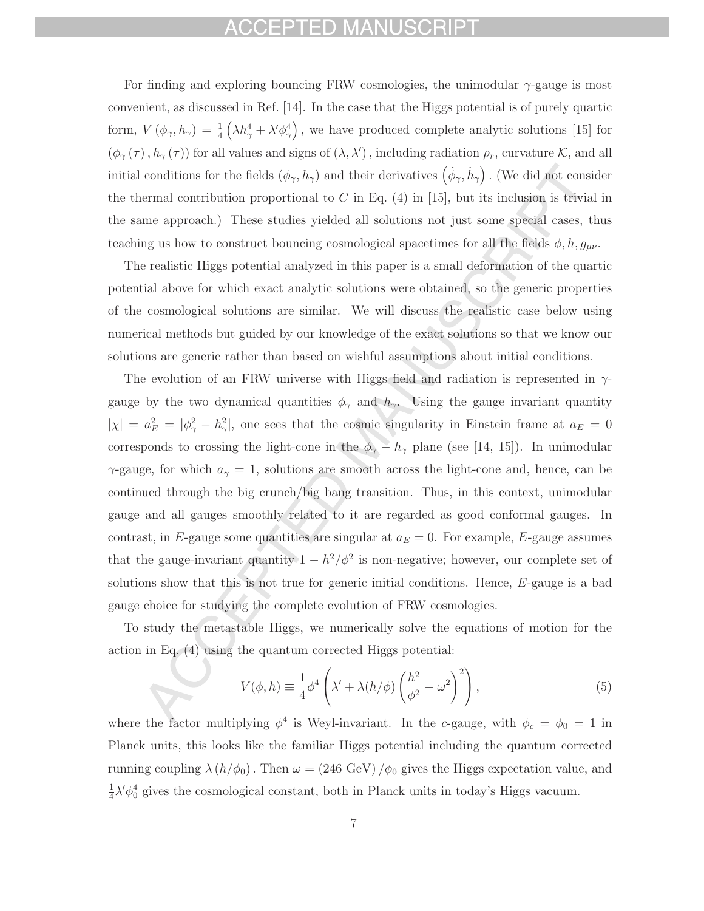For finding and exploring bouncing FRW cosmologies, the unimodular $\gamma$-gauge is most convenient, as discussed in Ref. [14]. In the case that the Higgs potential is of purely quartic form, $V(\phi_\gamma, h_\gamma) = \frac{1}{4}\left(\lambda h_\gamma^4 + \lambda' \phi_\gamma^4\right)$, we have produced complete analytic solutions [15] for $(\phi_\gamma(\tau), h_\gamma(\tau))$ for all values and signs of $(\lambda, \lambda')$, including radiation $\rho_r$, curvature $\mathcal{K}$, and all initial conditions for the fields $(\phi_\gamma, h_\gamma)$ and their derivatives $\left(\dot{\phi}_\gamma, \dot{h}_\gamma\right)$. (We did not consider the thermal contribution proportional to $C$ in Eq. (4) in [15], but its inclusion is trivial in the same approach.) These studies yielded all solutions not just some special cases, thus teaching us how to construct bouncing cosmological spacetimes for all the fields $\phi, h, g_{\mu\nu}$.

The realistic Higgs potential analyzed in this paper is a small deformation of the quartic potential above for which exact analytic solutions were obtained, so the generic properties of the cosmological solutions are similar. We will discuss the realistic case below using numerical methods but guided by our knowledge of the exact solutions so that we know our solutions are generic rather than based on wishful assumptions about initial conditions.

The evolution of an FRW universe with Higgs field and radiation is represented in $\gamma$-gauge by the two dynamical quantities $\phi_\gamma$ and $h_\gamma$. Using the gauge invariant quantity $|\chi| = a_E^2 = |\phi_\gamma^2 - h_\gamma^2|$, one sees that the cosmic singularity in Einstein frame at $a_E = 0$ corresponds to crossing the light-cone in the $\phi_\gamma - h_\gamma$ plane (see [14, 15]). In unimodular $\gamma$-gauge, for which $a_\gamma = 1$, solutions are smooth across the light-cone and, hence, can be continued through the big crunch/big bang transition. Thus, in this context, unimodular gauge and all gauges smoothly related to it are regarded as good conformal gauges. In contrast, in $E$-gauge some quantities are singular at $a_E = 0$. For example, $E$-gauge assumes that the gauge-invariant quantity $1 - h^2/\phi^2$ is non-negative; however, our complete set of solutions show that this is not true for generic initial conditions. Hence, $E$-gauge is a bad gauge choice for studying the complete evolution of FRW cosmologies.

To study the metastable Higgs, we numerically solve the equations of motion for the action in Eq. (4) using the quantum corrected Higgs potential:

$$V(\phi, h) \equiv \frac{1}{4}\phi^4 \left(\lambda' + \lambda(h/\phi)\left(\frac{h^2}{\phi^2} - \omega^2\right)^2\right), \tag{5}$$

where the factor multiplying $\phi^4$ is Weyl-invariant. In the $c$-gauge, with $\phi_c = \phi_0 = 1$ in Planck units, this looks like the familiar Higgs potential including the quantum corrected running coupling $\lambda(h/\phi_0)$. Then $\omega = (246 \text{ GeV})/\phi_0$ gives the Higgs expectation value, and $\frac{1}{4}\lambda' \phi_0^4$ gives the cosmological constant, both in Planck units in today's Higgs vacuum.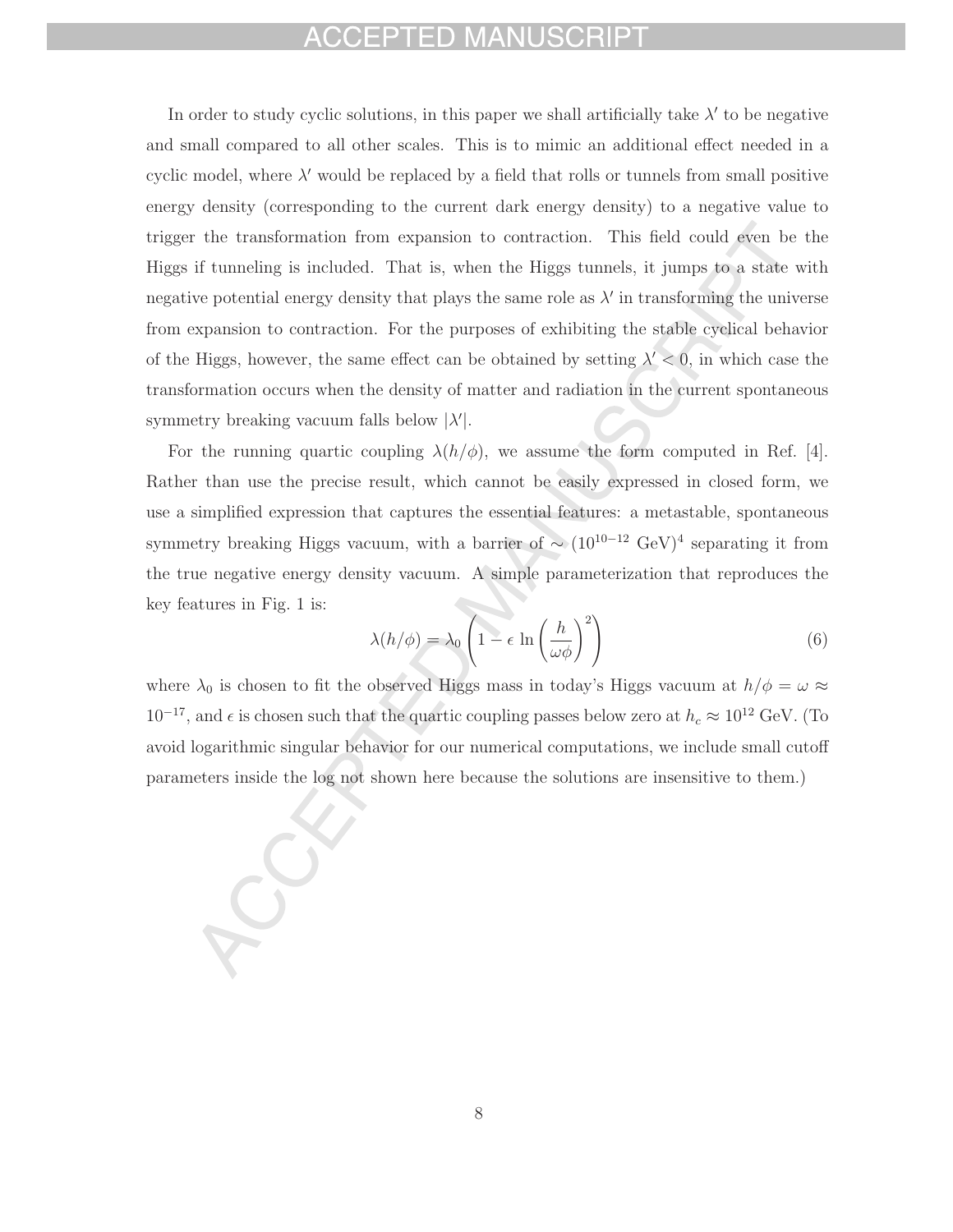In order to study cyclic solutions, in this paper we shall artificially take $\lambda'$ to be negative and small compared to all other scales. This is to mimic an additional effect needed in a cyclic model, where $\lambda'$ would be replaced by a field that rolls or tunnels from small positive energy density (corresponding to the current dark energy density) to a negative value to trigger the transformation from expansion to contraction. This field could even be the Higgs if tunneling is included. That is, when the Higgs tunnels, it jumps to a state with negative potential energy density that plays the same role as $\lambda'$ in transforming the universe from expansion to contraction. For the purposes of exhibiting the stable cyclical behavior of the Higgs, however, the same effect can be obtained by setting $\lambda' < 0$, in which case the transformation occurs when the density of matter and radiation in the current spontaneous symmetry breaking vacuum falls below $|\lambda'|$.

For the running quartic coupling $\lambda(h/\phi)$, we assume the form computed in Ref. [4]. Rather than use the precise result, which cannot be easily expressed in closed form, we use a simplified expression that captures the essential features: a metastable, spontaneous symmetry breaking Higgs vacuum, with a barrier of $\sim (10^{10-12}\text{ GeV})^4$ separating it from the true negative energy density vacuum. A simple parameterization that reproduces the key features in Fig. 1 is:

$$\lambda(h/\phi) = \lambda_0 \left(1 - \epsilon \, \ln\left(\frac{h}{\omega\phi}\right)^2\right) \tag{6}$$

where $\lambda_0$ is chosen to fit the observed Higgs mass in today's Higgs vacuum at $h/\phi = \omega \approx 10^{-17}$, and $\epsilon$ is chosen such that the quartic coupling passes below zero at $h_c \approx 10^{12}$ GeV. (To avoid logarithmic singular behavior for our numerical computations, we include small cutoff parameters inside the log not shown here because the solutions are insensitive to them.)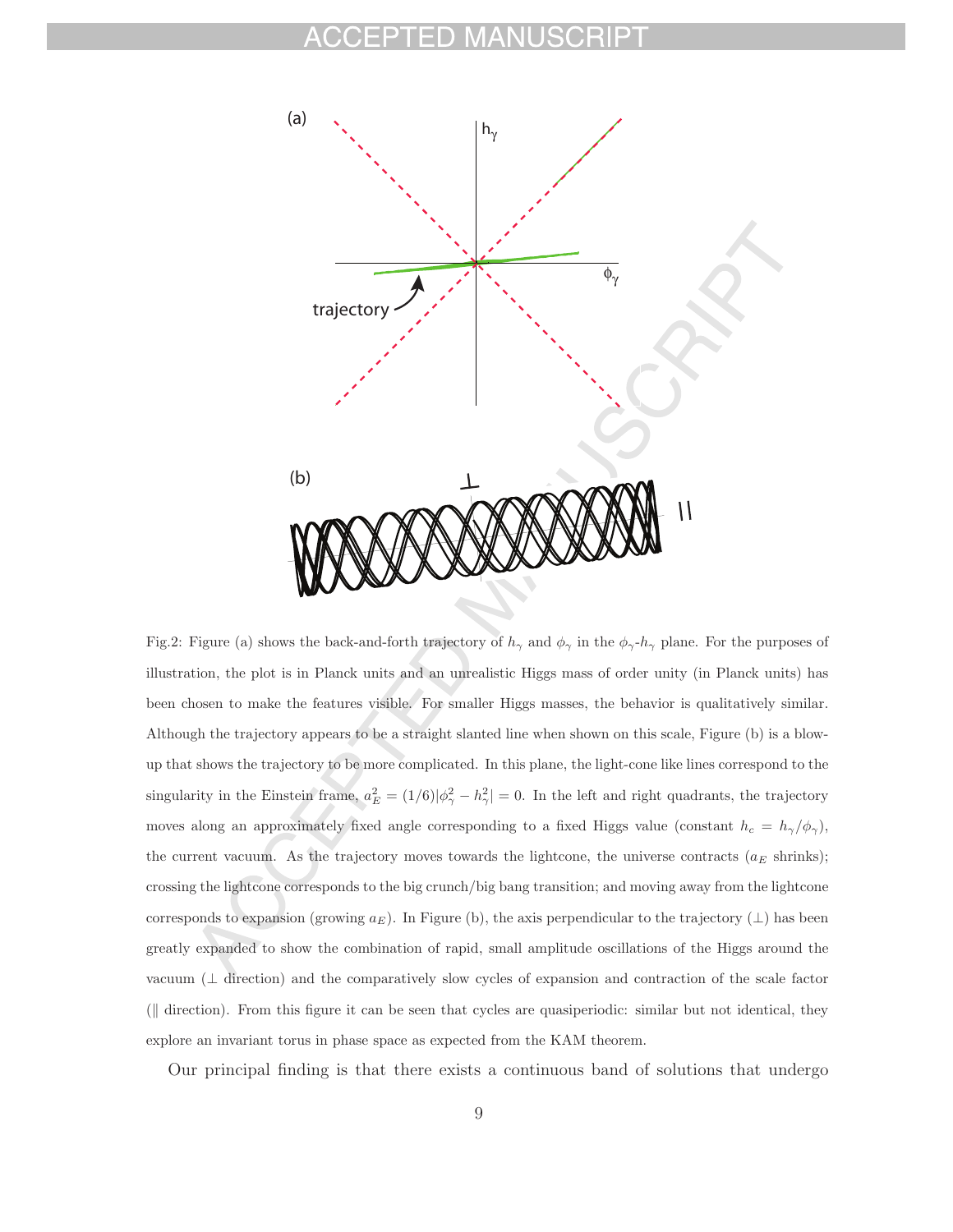Fig.2: Figure (a) shows the back-and-forth trajectory of $h_\gamma$ and $\phi_\gamma$ in the $\phi_\gamma$-$h_\gamma$ plane. For the purposes of illustration, the plot is in Planck units and an unrealistic Higgs mass of order unity (in Planck units) has been chosen to make the features visible. For smaller Higgs masses, the behavior is qualitatively similar. Although the trajectory appears to be a straight slanted line when shown on this scale, Figure (b) is a blow-up that shows the trajectory to be more complicated. In this plane, the light-cone like lines correspond to the singularity in the Einstein frame, $a_E^2 = (1/6)|\phi_\gamma^2 - h_\gamma^2| = 0$. In the left and right quadrants, the trajectory moves along an approximately fixed angle corresponding to a fixed Higgs value (constant $h_c = h_\gamma/\phi_\gamma$), the current vacuum. As the trajectory moves towards the lightcone, the universe contracts ($a_E$ shrinks); crossing the lightcone corresponds to the big crunch/big bang transition; and moving away from the lightcone corresponds to expansion (growing $a_E$). In Figure (b), the axis perpendicular to the trajectory ($\perp$) has been greatly expanded to show the combination of rapid, small amplitude oscillations of the Higgs around the vacuum ($\perp$ direction) and the comparatively slow cycles of expansion and contraction of the scale factor ($\|$ direction). From this figure it can be seen that cycles are quasiperiodic: similar but not identical, they explore an invariant torus in phase space as expected from the KAM theorem.

Our principal finding is that there exists a continuous band of solutions that undergo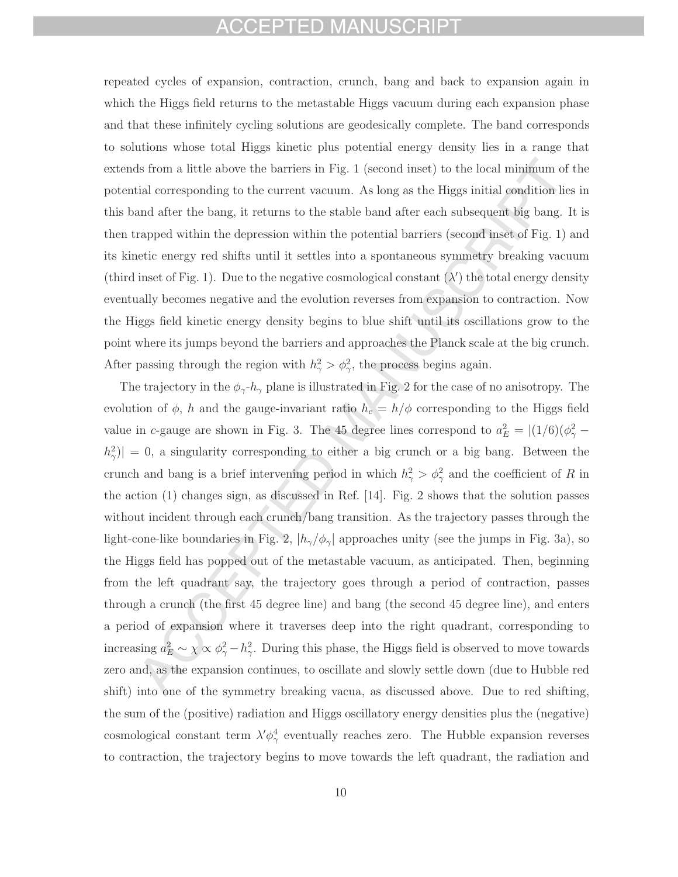repeated cycles of expansion, contraction, crunch, bang and back to expansion again in which the Higgs field returns to the metastable Higgs vacuum during each expansion phase and that these infinitely cycling solutions are geodesically complete. The band corresponds to solutions whose total Higgs kinetic plus potential energy density lies in a range that extends from a little above the barriers in Fig. 1 (second inset) to the local minimum of the potential corresponding to the current vacuum. As long as the Higgs initial condition lies in this band after the bang, it returns to the stable band after each subsequent big bang. It is then trapped within the depression within the potential barriers (second inset of Fig. 1) and its kinetic energy red shifts until it settles into a spontaneous symmetry breaking vacuum (third inset of Fig. 1). Due to the negative cosmological constant ($\lambda'$) the total energy density eventually becomes negative and the evolution reverses from expansion to contraction. Now the Higgs field kinetic energy density begins to blue shift until its oscillations grow to the point where its jumps beyond the barriers and approaches the Planck scale at the big crunch. After passing through the region with $h_\gamma^2 > \phi_\gamma^2$, the process begins again.

The trajectory in the $\phi_\gamma$-$h_\gamma$ plane is illustrated in Fig. 2 for the case of no anisotropy. The evolution of $\phi$, $h$ and the gauge-invariant ratio $h_c = h/\phi$ corresponding to the Higgs field value in $c$-gauge are shown in Fig. 3. The 45 degree lines correspond to $a_E^2 = |(1/6)(\phi_\gamma^2 - h_\gamma^2)| = 0$, a singularity corresponding to either a big crunch or a big bang. Between the crunch and bang is a brief intervening period in which $h_\gamma^2 > \phi_\gamma^2$ and the coefficient of $R$ in the action (1) changes sign, as discussed in Ref. [14]. Fig. 2 shows that the solution passes without incident through each crunch/bang transition. As the trajectory passes through the light-cone-like boundaries in Fig. 2, $|h_\gamma/\phi_\gamma|$ approaches unity (see the jumps in Fig. 3a), so the Higgs field has popped out of the metastable vacuum, as anticipated. Then, beginning from the left quadrant say, the trajectory goes through a period of contraction, passes through a crunch (the first 45 degree line) and bang (the second 45 degree line), and enters a period of expansion where it traverses deep into the right quadrant, corresponding to increasing $a_E^2 \sim \chi \propto \phi_\gamma^2 - h_\gamma^2$. During this phase, the Higgs field is observed to move towards zero and, as the expansion continues, to oscillate and slowly settle down (due to Hubble red shift) into one of the symmetry breaking vacua, as discussed above. Due to red shifting, the sum of the (positive) radiation and Higgs oscillatory energy densities plus the (negative) cosmological constant term $\lambda'\phi_\gamma^4$ eventually reaches zero. The Hubble expansion reverses to contraction, the trajectory begins to move towards the left quadrant, the radiation and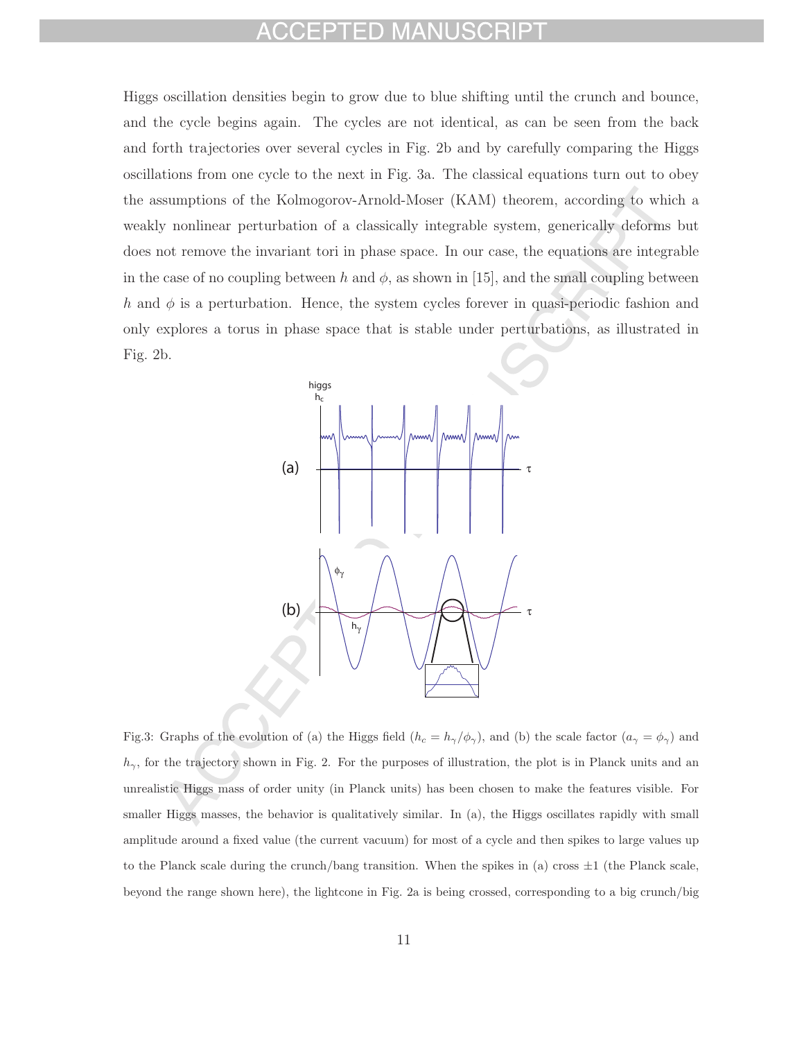Higgs oscillation densities begin to grow due to blue shifting until the crunch and bounce, and the cycle begins again. The cycles are not identical, as can be seen from the back and forth trajectories over several cycles in Fig. 2b and by carefully comparing the Higgs oscillations from one cycle to the next in Fig. 3a. The classical equations turn out to obey the assumptions of the Kolmogorov-Arnold-Moser (KAM) theorem, according to which a weakly nonlinear perturbation of a classically integrable system, generically deforms but does not remove the invariant tori in phase space. In our case, the equations are integrable in the case of no coupling between $h$ and $\phi$, as shown in [15], and the small coupling between $h$ and $\phi$ is a perturbation. Hence, the system cycles forever in quasi-periodic fashion and only explores a torus in phase space that is stable under perturbations, as illustrated in Fig. 2b.

Fig.3: Graphs of the evolution of (a) the Higgs field ($h_c = h_\gamma/\phi_\gamma$), and (b) the scale factor ($a_\gamma = \phi_\gamma$) and $h_\gamma$, for the trajectory shown in Fig. 2. For the purposes of illustration, the plot is in Planck units and an unrealistic Higgs mass of order unity (in Planck units) has been chosen to make the features visible. For smaller Higgs masses, the behavior is qualitatively similar. In (a), the Higgs oscillates rapidly with small amplitude around a fixed value (the current vacuum) for most of a cycle and then spikes to large values up to the Planck scale during the crunch/bang transition. When the spikes in (a) cross $\pm 1$ (the Planck scale, beyond the range shown here), the lightcone in Fig. 2a is being crossed, corresponding to a big crunch/big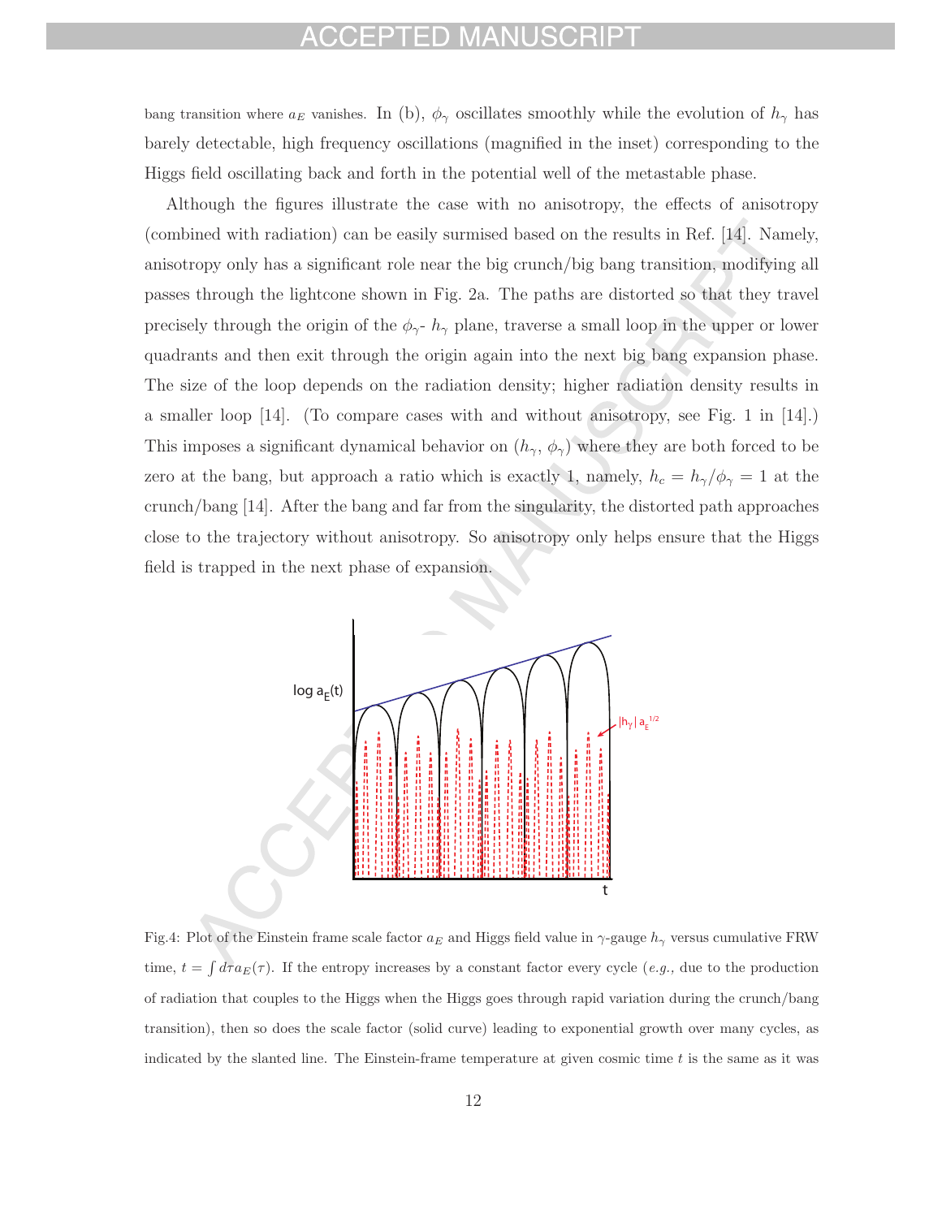bang transition where $a_E$ vanishes. In (b), $\phi_\gamma$ oscillates smoothly while the evolution of $h_\gamma$ has barely detectable, high frequency oscillations (magnified in the inset) corresponding to the Higgs field oscillating back and forth in the potential well of the metastable phase.

Although the figures illustrate the case with no anisotropy, the effects of anisotropy (combined with radiation) can be easily surmised based on the results in Ref. [14]. Namely, anisotropy only has a significant role near the big crunch/big bang transition, modifying all passes through the lightcone shown in Fig. 2a. The paths are distorted so that they travel precisely through the origin of the $\phi_\gamma$- $h_\gamma$ plane, traverse a small loop in the upper or lower quadrants and then exit through the origin again into the next big bang expansion phase. The size of the loop depends on the radiation density; higher radiation density results in a smaller loop [14]. (To compare cases with and without anisotropy, see Fig. 1 in [14].) This imposes a significant dynamical behavior on $(h_\gamma, \phi_\gamma)$ where they are both forced to be zero at the bang, but approach a ratio which is exactly 1, namely, $h_c = h_\gamma/\phi_\gamma = 1$ at the crunch/bang [14]. After the bang and far from the singularity, the distorted path approaches close to the trajectory without anisotropy. So anisotropy only helps ensure that the Higgs field is trapped in the next phase of expansion.

Fig.4: Plot of the Einstein frame scale factor $a_E$ and Higgs field value in $\gamma$-gauge $h_\gamma$ versus cumulative FRW time, $t = \int d\tau a_E(\tau)$. If the entropy increases by a constant factor every cycle (*e.g.,* due to the production of radiation that couples to the Higgs when the Higgs goes through rapid variation during the crunch/bang transition), then so does the scale factor (solid curve) leading to exponential growth over many cycles, as indicated by the slanted line. The Einstein-frame temperature at given cosmic time $t$ is the same as it was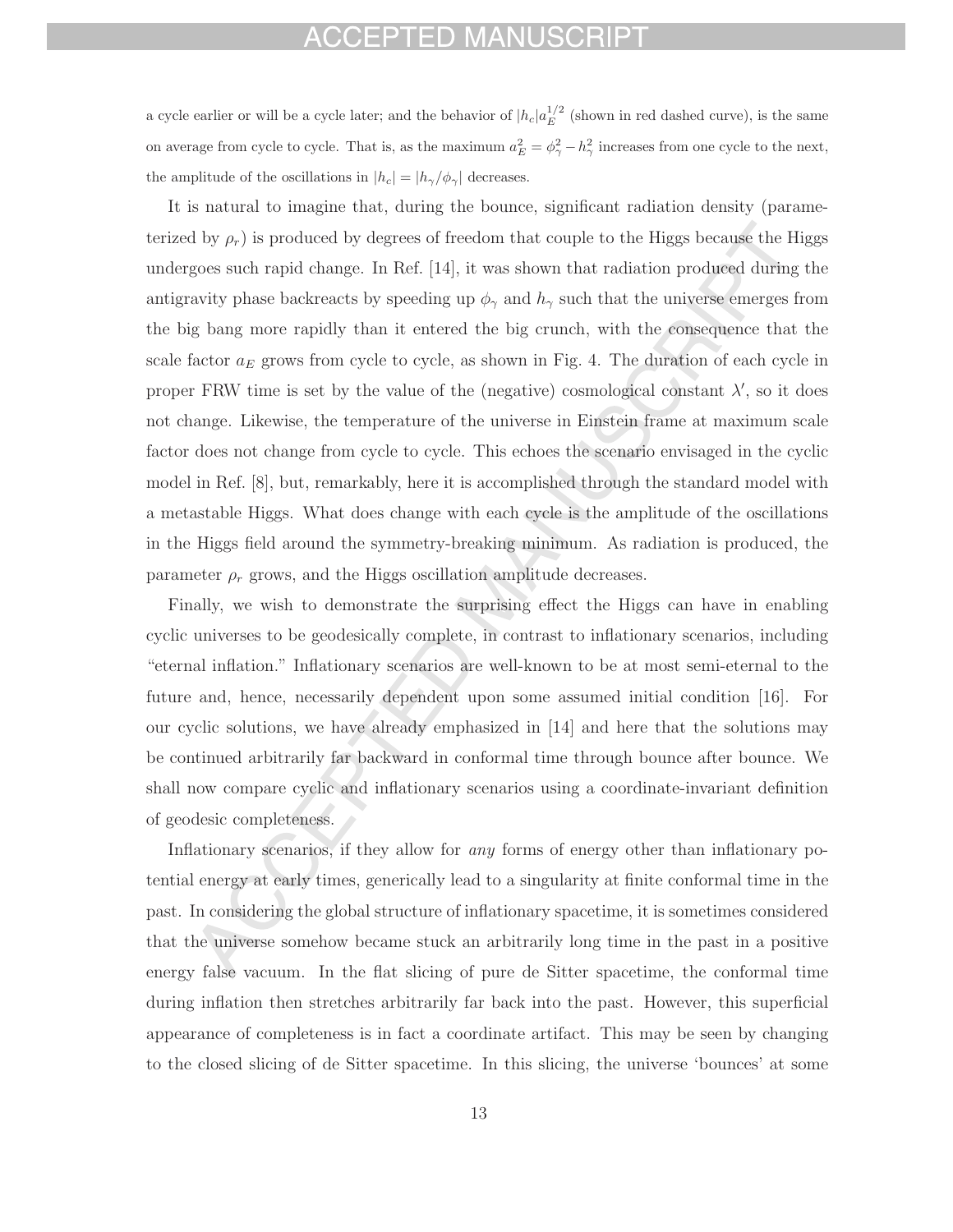a cycle earlier or will be a cycle later; and the behavior of $|h_c|a_E^{1/2}$ (shown in red dashed curve), is the same on average from cycle to cycle. That is, as the maximum $a_E^2 = \phi_\gamma^2 - h_\gamma^2$ increases from one cycle to the next, the amplitude of the oscillations in $|h_c| = |h_\gamma/\phi_\gamma|$ decreases.

It is natural to imagine that, during the bounce, significant radiation density (parameterized by $\rho_r$) is produced by degrees of freedom that couple to the Higgs because the Higgs undergoes such rapid change. In Ref. [14], it was shown that radiation produced during the antigravity phase backreacts by speeding up $\phi_\gamma$ and $h_\gamma$ such that the universe emerges from the big bang more rapidly than it entered the big crunch, with the consequence that the scale factor $a_E$ grows from cycle to cycle, as shown in Fig. 4. The duration of each cycle in proper FRW time is set by the value of the (negative) cosmological constant $\lambda'$, so it does not change. Likewise, the temperature of the universe in Einstein frame at maximum scale factor does not change from cycle to cycle. This echoes the scenario envisaged in the cyclic model in Ref. [8], but, remarkably, here it is accomplished through the standard model with a metastable Higgs. What does change with each cycle is the amplitude of the oscillations in the Higgs field around the symmetry-breaking minimum. As radiation is produced, the parameter $\rho_r$ grows, and the Higgs oscillation amplitude decreases.

Finally, we wish to demonstrate the surprising effect the Higgs can have in enabling cyclic universes to be geodesically complete, in contrast to inflationary scenarios, including "eternal inflation." Inflationary scenarios are well-known to be at most semi-eternal to the future and, hence, necessarily dependent upon some assumed initial condition [16]. For our cyclic solutions, we have already emphasized in [14] and here that the solutions may be continued arbitrarily far backward in conformal time through bounce after bounce. We shall now compare cyclic and inflationary scenarios using a coordinate-invariant definition of geodesic completeness.

Inflationary scenarios, if they allow for *any* forms of energy other than inflationary potential energy at early times, generically lead to a singularity at finite conformal time in the past. In considering the global structure of inflationary spacetime, it is sometimes considered that the universe somehow became stuck an arbitrarily long time in the past in a positive energy false vacuum. In the flat slicing of pure de Sitter spacetime, the conformal time during inflation then stretches arbitrarily far back into the past. However, this superficial appearance of completeness is in fact a coordinate artifact. This may be seen by changing to the closed slicing of de Sitter spacetime. In this slicing, the universe 'bounces' at some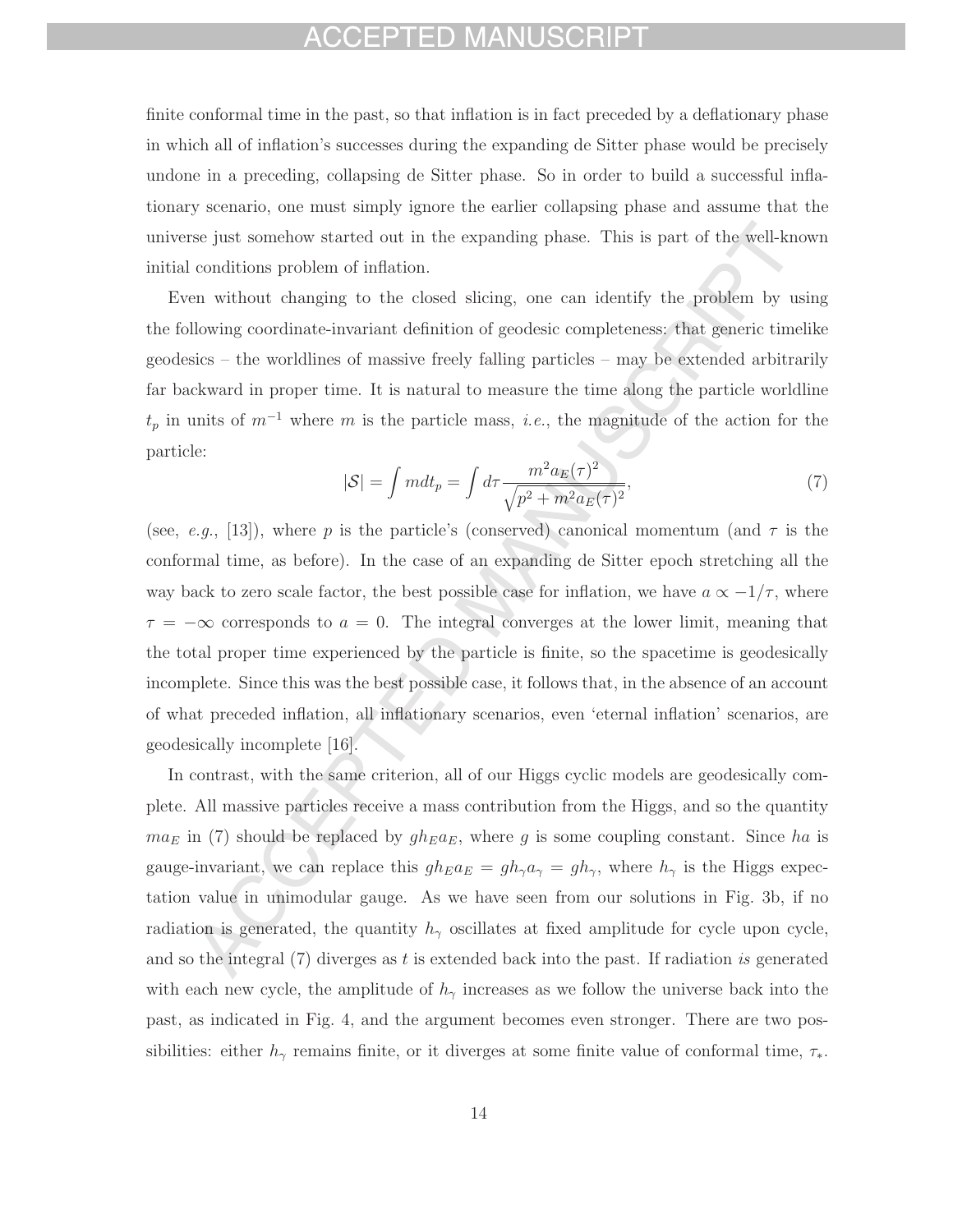finite conformal time in the past, so that inflation is in fact preceded by a deflationary phase in which all of inflation's successes during the expanding de Sitter phase would be precisely undone in a preceding, collapsing de Sitter phase. So in order to build a successful inflationary scenario, one must simply ignore the earlier collapsing phase and assume that the universe just somehow started out in the expanding phase. This is part of the well-known initial conditions problem of inflation.

Even without changing to the closed slicing, one can identify the problem by using the following coordinate-invariant definition of geodesic completeness: that generic timelike geodesics – the worldlines of massive freely falling particles – may be extended arbitrarily far backward in proper time. It is natural to measure the time along the particle worldline $t_p$ in units of $m^{-1}$ where $m$ is the particle mass, *i.e.*, the magnitude of the action for the particle:

$$|\mathcal{S}| = \int m dt_p = \int d\tau \frac{m^2 a_E(\tau)^2}{\sqrt{p^2 + m^2 a_E(\tau)^2}}, \tag{7}$$

(see, *e.g.*, [13]), where $p$ is the particle's (conserved) canonical momentum (and $\tau$ is the conformal time, as before). In the case of an expanding de Sitter epoch stretching all the way back to zero scale factor, the best possible case for inflation, we have $a \propto -1/\tau$, where $\tau = -\infty$ corresponds to $a = 0$. The integral converges at the lower limit, meaning that the total proper time experienced by the particle is finite, so the spacetime is geodesically incomplete. Since this was the best possible case, it follows that, in the absence of an account of what preceded inflation, all inflationary scenarios, even 'eternal inflation' scenarios, are geodesically incomplete [16].

In contrast, with the same criterion, all of our Higgs cyclic models are geodesically complete. All massive particles receive a mass contribution from the Higgs, and so the quantity $ma_E$ in (7) should be replaced by $gh_E a_E$, where $g$ is some coupling constant. Since $ha$ is gauge-invariant, we can replace this $gh_E a_E = gh_\gamma a_\gamma = gh_\gamma$, where $h_\gamma$ is the Higgs expectation value in unimodular gauge. As we have seen from our solutions in Fig. 3b, if no radiation is generated, the quantity $h_\gamma$ oscillates at fixed amplitude for cycle upon cycle, and so the integral (7) diverges as $t$ is extended back into the past. If radiation *is* generated with each new cycle, the amplitude of $h_\gamma$ increases as we follow the universe back into the past, as indicated in Fig. 4, and the argument becomes even stronger. There are two possibilities: either $h_\gamma$ remains finite, or it diverges at some finite value of conformal time, $\tau_*$.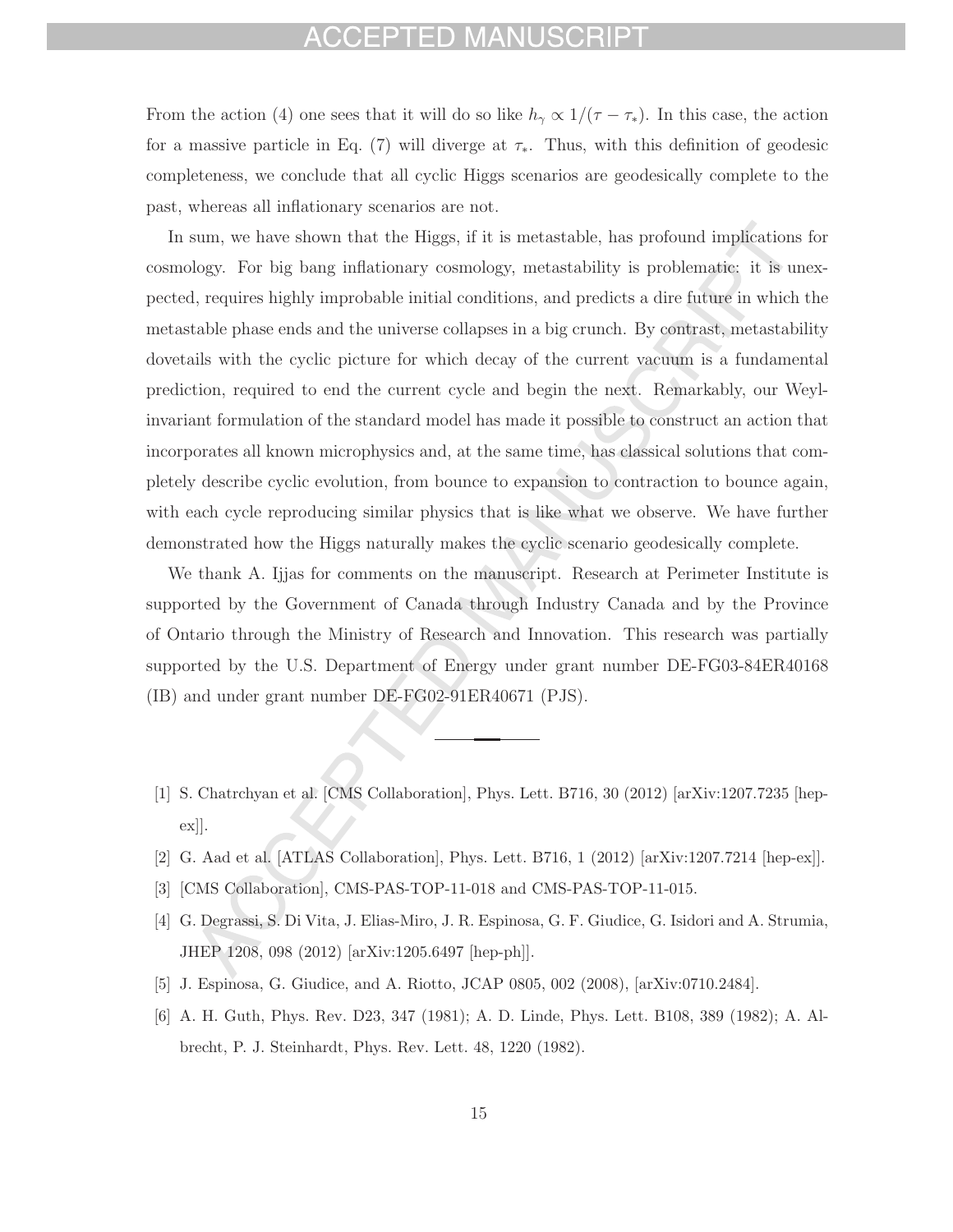From the action (4) one sees that it will do so like $h_\gamma \propto 1/(\tau - \tau_*)$. In this case, the action for a massive particle in Eq. (7) will diverge at $\tau_*$. Thus, with this definition of geodesic completeness, we conclude that all cyclic Higgs scenarios are geodesically complete to the past, whereas all inflationary scenarios are not.

In sum, we have shown that the Higgs, if it is metastable, has profound implications for cosmology. For big bang inflationary cosmology, metastability is problematic: it is unexpected, requires highly improbable initial conditions, and predicts a dire future in which the metastable phase ends and the universe collapses in a big crunch. By contrast, metastability dovetails with the cyclic picture for which decay of the current vacuum is a fundamental prediction, required to end the current cycle and begin the next. Remarkably, our Weyl-invariant formulation of the standard model has made it possible to construct an action that incorporates all known microphysics and, at the same time, has classical solutions that completely describe cyclic evolution, from bounce to expansion to contraction to bounce again, with each cycle reproducing similar physics that is like what we observe. We have further demonstrated how the Higgs naturally makes the cyclic scenario geodesically complete.

We thank A. Ijjas for comments on the manuscript. Research at Perimeter Institute is supported by the Government of Canada through Industry Canada and by the Province of Ontario through the Ministry of Research and Innovation. This research was partially supported by the U.S. Department of Energy under grant number DE-FG03-84ER40168 (IB) and under grant number DE-FG02-91ER40671 (PJS).

---

[1] S. Chatrchyan et al. [CMS Collaboration], Phys. Lett. B716, 30 (2012) [arXiv:1207.7235 [hep-ex]].

[2] G. Aad et al. [ATLAS Collaboration], Phys. Lett. B716, 1 (2012) [arXiv:1207.7214 [hep-ex]].

[3] [CMS Collaboration], CMS-PAS-TOP-11-018 and CMS-PAS-TOP-11-015.

[4] G. Degrassi, S. Di Vita, J. Elias-Miro, J. R. Espinosa, G. F. Giudice, G. Isidori and A. Strumia, JHEP 1208, 098 (2012) [arXiv:1205.6497 [hep-ph]].

[5] J. Espinosa, G. Giudice, and A. Riotto, JCAP 0805, 002 (2008), [arXiv:0710.2484].

[6] A. H. Guth, Phys. Rev. D23, 347 (1981); A. D. Linde, Phys. Lett. B108, 389 (1982); A. Albrecht, P. J. Steinhardt, Phys. Rev. Lett. 48, 1220 (1982).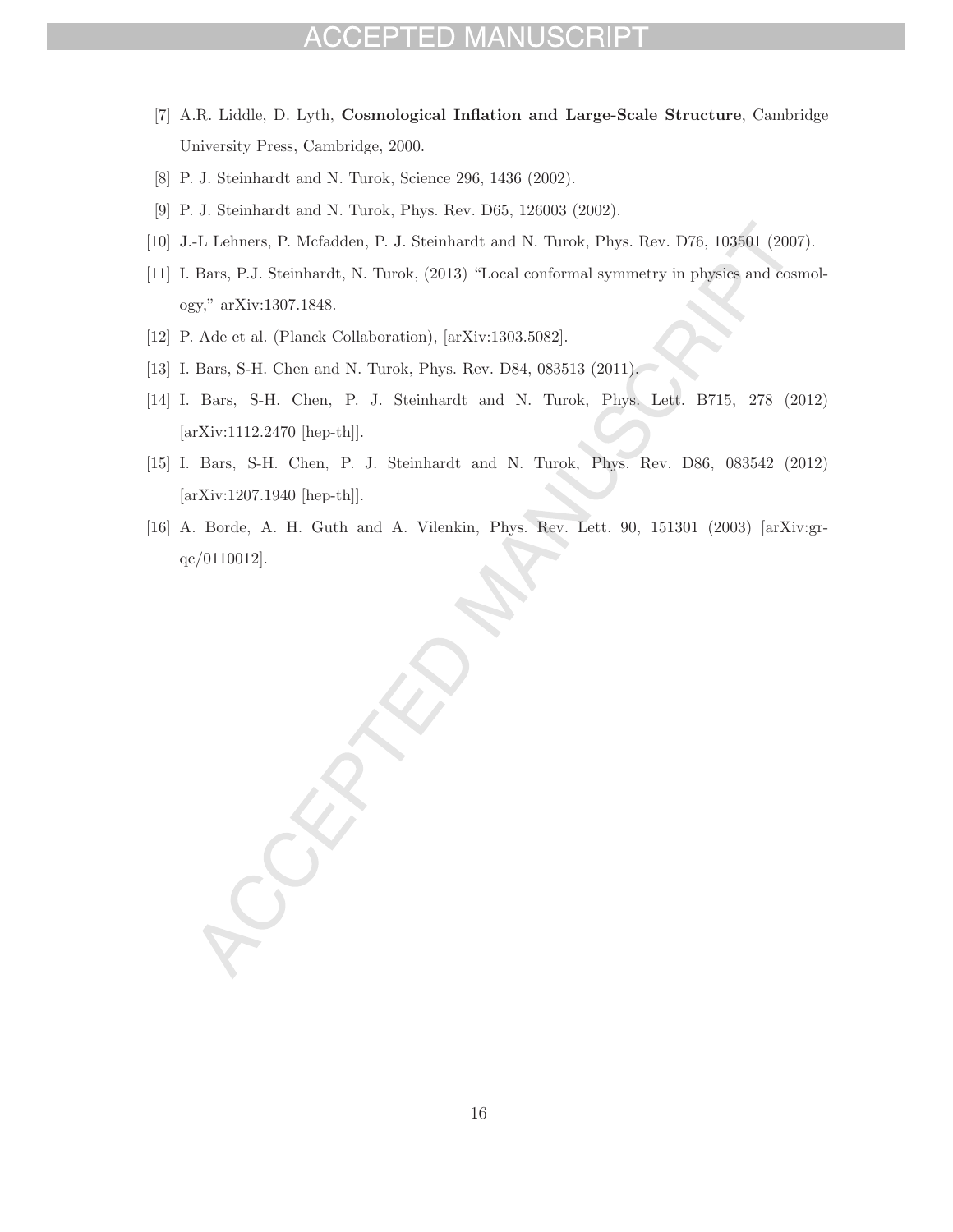[7] A.R. Liddle, D. Lyth, **Cosmological Inflation and Large-Scale Structure**, Cambridge University Press, Cambridge, 2000.

[8] P. J. Steinhardt and N. Turok, Science 296, 1436 (2002).

[9] P. J. Steinhardt and N. Turok, Phys. Rev. D65, 126003 (2002).

[10] J.-L Lehners, P. Mcfadden, P. J. Steinhardt and N. Turok, Phys. Rev. D76, 103501 (2007).

[11] I. Bars, P.J. Steinhardt, N. Turok, (2013) "Local conformal symmetry in physics and cosmology," arXiv:1307.1848.

[12] P. Ade et al. (Planck Collaboration), [arXiv:1303.5082].

[13] I. Bars, S-H. Chen and N. Turok, Phys. Rev. D84, 083513 (2011).

[14] I. Bars, S-H. Chen, P. J. Steinhardt and N. Turok, Phys. Lett. B715, 278 (2012) [arXiv:1112.2470 [hep-th]].

[15] I. Bars, S-H. Chen, P. J. Steinhardt and N. Turok, Phys. Rev. D86, 083542 (2012) [arXiv:1207.1940 [hep-th]].

[16] A. Borde, A. H. Guth and A. Vilenkin, Phys. Rev. Lett. 90, 151301 (2003) [arXiv:gr-qc/0110012].